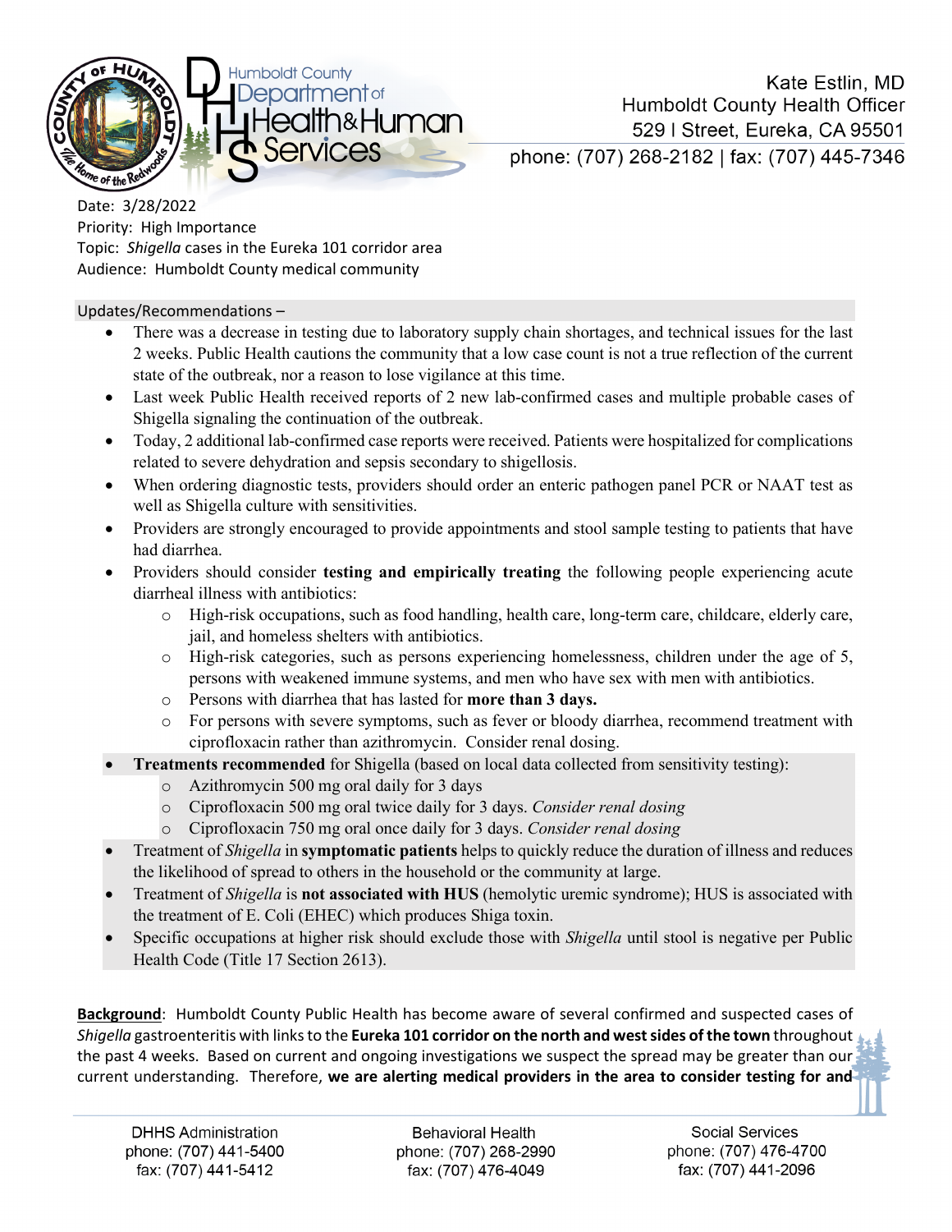Kate Estlin, MD
Humboldt County Health Officer
529 I Street, Eureka, CA 95501
phone: (707) 268-2182 | fax: (707) 445-7346

Date: 3/28/2022
Priority: High Importance
Topic: *Shigella* cases in the Eureka 101 corridor area
Audience: Humboldt County medical community

Updates/Recommendations –

- There was a decrease in testing due to laboratory supply chain shortages, and technical issues for the last 2 weeks. Public Health cautions the community that a low case count is not a true reflection of the current state of the outbreak, nor a reason to lose vigilance at this time.
- Last week Public Health received reports of 2 new lab-confirmed cases and multiple probable cases of Shigella signaling the continuation of the outbreak.
- Today, 2 additional lab-confirmed case reports were received. Patients were hospitalized for complications related to severe dehydration and sepsis secondary to shigellosis.
- When ordering diagnostic tests, providers should order an enteric pathogen panel PCR or NAAT test as well as Shigella culture with sensitivities.
- Providers are strongly encouraged to provide appointments and stool sample testing to patients that have had diarrhea.
- Providers should consider **testing and empirically treating** the following people experiencing acute diarrheal illness with antibiotics:
  - High-risk occupations, such as food handling, health care, long-term care, childcare, elderly care, jail, and homeless shelters with antibiotics.
  - High-risk categories, such as persons experiencing homelessness, children under the age of 5, persons with weakened immune systems, and men who have sex with men with antibiotics.
  - Persons with diarrhea that has lasted for **more than 3 days.**
  - For persons with severe symptoms, such as fever or bloody diarrhea, recommend treatment with ciprofloxacin rather than azithromycin. Consider renal dosing.
- **Treatments recommended** for Shigella (based on local data collected from sensitivity testing):
  - Azithromycin 500 mg oral daily for 3 days
  - Ciprofloxacin 500 mg oral twice daily for 3 days. *Consider renal dosing*
  - Ciprofloxacin 750 mg oral once daily for 3 days. *Consider renal dosing*
- Treatment of *Shigella* in **symptomatic patients** helps to quickly reduce the duration of illness and reduces the likelihood of spread to others in the household or the community at large.
- Treatment of *Shigella* is **not associated with HUS** (hemolytic uremic syndrome); HUS is associated with the treatment of E. Coli (EHEC) which produces Shiga toxin.
- Specific occupations at higher risk should exclude those with *Shigella* until stool is negative per Public Health Code (Title 17 Section 2613).

**Background**: Humboldt County Public Health has become aware of several confirmed and suspected cases of *Shigella* gastroenteritis with links to the **Eureka 101 corridor on the north and west sides of the town** throughout the past 4 weeks. Based on current and ongoing investigations we suspect the spread may be greater than our current understanding. Therefore, **we are alerting medical providers in the area to consider testing for and**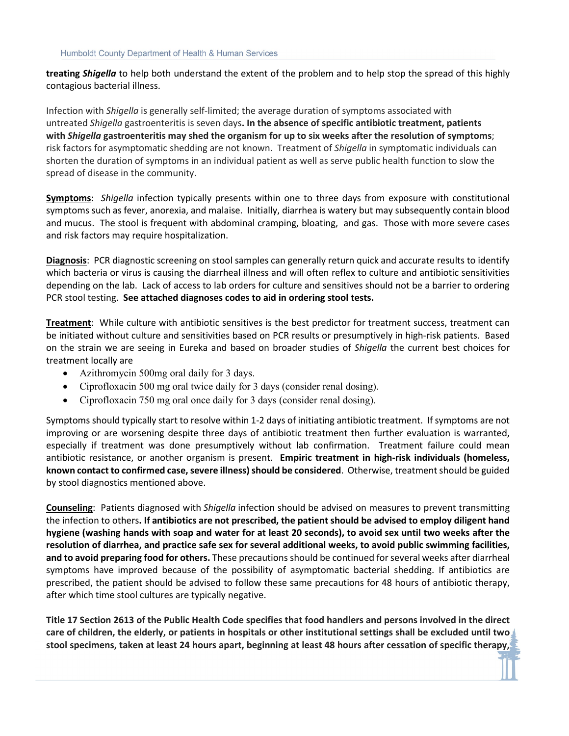**treating *Shigella*** to help both understand the extent of the problem and to help stop the spread of this highly contagious bacterial illness.

Infection with *Shigella* is generally self-limited; the average duration of symptoms associated with untreated *Shigella* gastroenteritis is seven days**. In the absence of specific antibiotic treatment, patients with *Shigella* gastroenteritis may shed the organism for up to six weeks after the resolution of symptoms**; risk factors for asymptomatic shedding are not known. Treatment of *Shigella* in symptomatic individuals can shorten the duration of symptoms in an individual patient as well as serve public health function to slow the spread of disease in the community.

**Symptoms**: *Shigella* infection typically presents within one to three days from exposure with constitutional symptoms such as fever, anorexia, and malaise. Initially, diarrhea is watery but may subsequently contain blood and mucus. The stool is frequent with abdominal cramping, bloating, and gas. Those with more severe cases and risk factors may require hospitalization.

**Diagnosis**: PCR diagnostic screening on stool samples can generally return quick and accurate results to identify which bacteria or virus is causing the diarrheal illness and will often reflex to culture and antibiotic sensitivities depending on the lab. Lack of access to lab orders for culture and sensitives should not be a barrier to ordering PCR stool testing. **See attached diagnoses codes to aid in ordering stool tests.**

**Treatment**: While culture with antibiotic sensitives is the best predictor for treatment success, treatment can be initiated without culture and sensitivities based on PCR results or presumptively in high-risk patients. Based on the strain we are seeing in Eureka and based on broader studies of *Shigella* the current best choices for treatment locally are

- Azithromycin 500mg oral daily for 3 days.
- Ciprofloxacin 500 mg oral twice daily for 3 days (consider renal dosing).
- Ciprofloxacin 750 mg oral once daily for 3 days (consider renal dosing).

Symptoms should typically start to resolve within 1-2 days of initiating antibiotic treatment. If symptoms are not improving or are worsening despite three days of antibiotic treatment then further evaluation is warranted, especially if treatment was done presumptively without lab confirmation. Treatment failure could mean antibiotic resistance, or another organism is present. **Empiric treatment in high-risk individuals (homeless, known contact to confirmed case, severe illness) should be considered**. Otherwise, treatment should be guided by stool diagnostics mentioned above.

**Counseling**: Patients diagnosed with *Shigella* infection should be advised on measures to prevent transmitting the infection to others**. If antibiotics are not prescribed, the patient should be advised to employ diligent hand hygiene (washing hands with soap and water for at least 20 seconds), to avoid sex until two weeks after the resolution of diarrhea, and practice safe sex for several additional weeks, to avoid public swimming facilities, and to avoid preparing food for others.** These precautions should be continued for several weeks after diarrheal symptoms have improved because of the possibility of asymptomatic bacterial shedding. If antibiotics are prescribed, the patient should be advised to follow these same precautions for 48 hours of antibiotic therapy, after which time stool cultures are typically negative.

**Title 17 Section 2613 of the Public Health Code specifies that food handlers and persons involved in the direct care of children, the elderly, or patients in hospitals or other institutional settings shall be excluded until two stool specimens, taken at least 24 hours apart, beginning at least 48 hours after cessation of specific therapy,**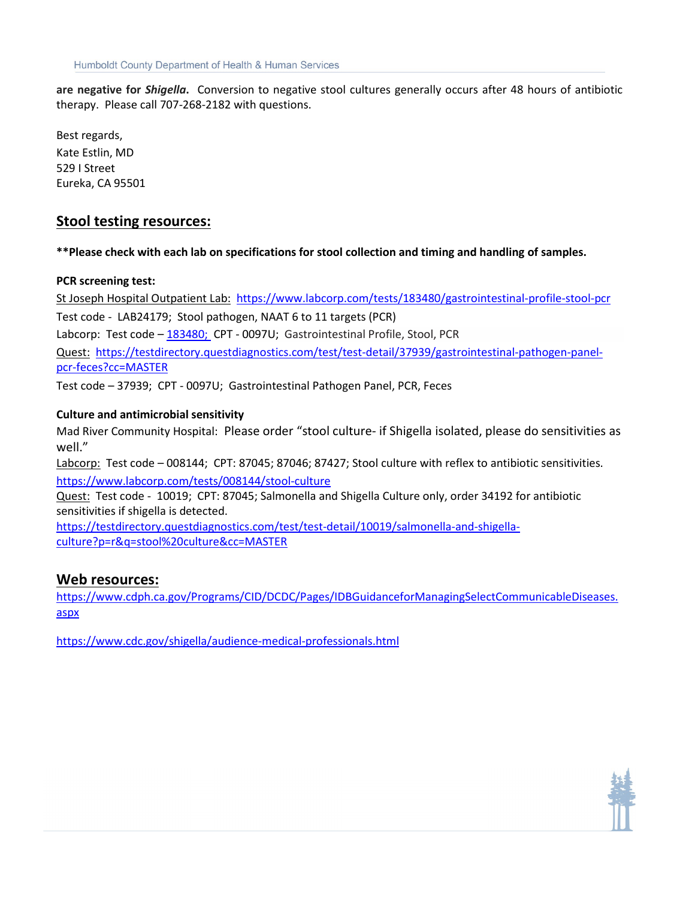**are negative for *Shigella*.** Conversion to negative stool cultures generally occurs after 48 hours of antibiotic therapy. Please call 707-268-2182 with questions.

Best regards,
Kate Estlin, MD
529 I Street
Eureka, CA 95501

## Stool testing resources:

****Please check with each lab on specifications for stool collection and timing and handling of samples.**

**PCR screening test:**

St Joseph Hospital Outpatient Lab: https://www.labcorp.com/tests/183480/gastrointestinal-profile-stool-pcr
Test code - LAB24179; Stool pathogen, NAAT 6 to 11 targets (PCR)
Labcorp: Test code – 183480; CPT - 0097U; Gastrointestinal Profile, Stool, PCR
Quest: https://testdirectory.questdiagnostics.com/test/test-detail/37939/gastrointestinal-pathogen-panel-pcr-feces?cc=MASTER
Test code – 37939; CPT - 0097U; Gastrointestinal Pathogen Panel, PCR, Feces

**Culture and antimicrobial sensitivity**

Mad River Community Hospital: Please order "stool culture- if Shigella isolated, please do sensitivities as well."
Labcorp: Test code – 008144; CPT: 87045; 87046; 87427; Stool culture with reflex to antibiotic sensitivities.
https://www.labcorp.com/tests/008144/stool-culture
Quest: Test code - 10019; CPT: 87045; Salmonella and Shigella Culture only, order 34192 for antibiotic sensitivities if shigella is detected.
https://testdirectory.questdiagnostics.com/test/test-detail/10019/salmonella-and-shigella-culture?p=r&q=stool%20culture&cc=MASTER

## Web resources:

https://www.cdph.ca.gov/Programs/CID/DCDC/Pages/IDBGuidanceforManagingSelectCommunicableDiseases.aspx

https://www.cdc.gov/shigella/audience-medical-professionals.html